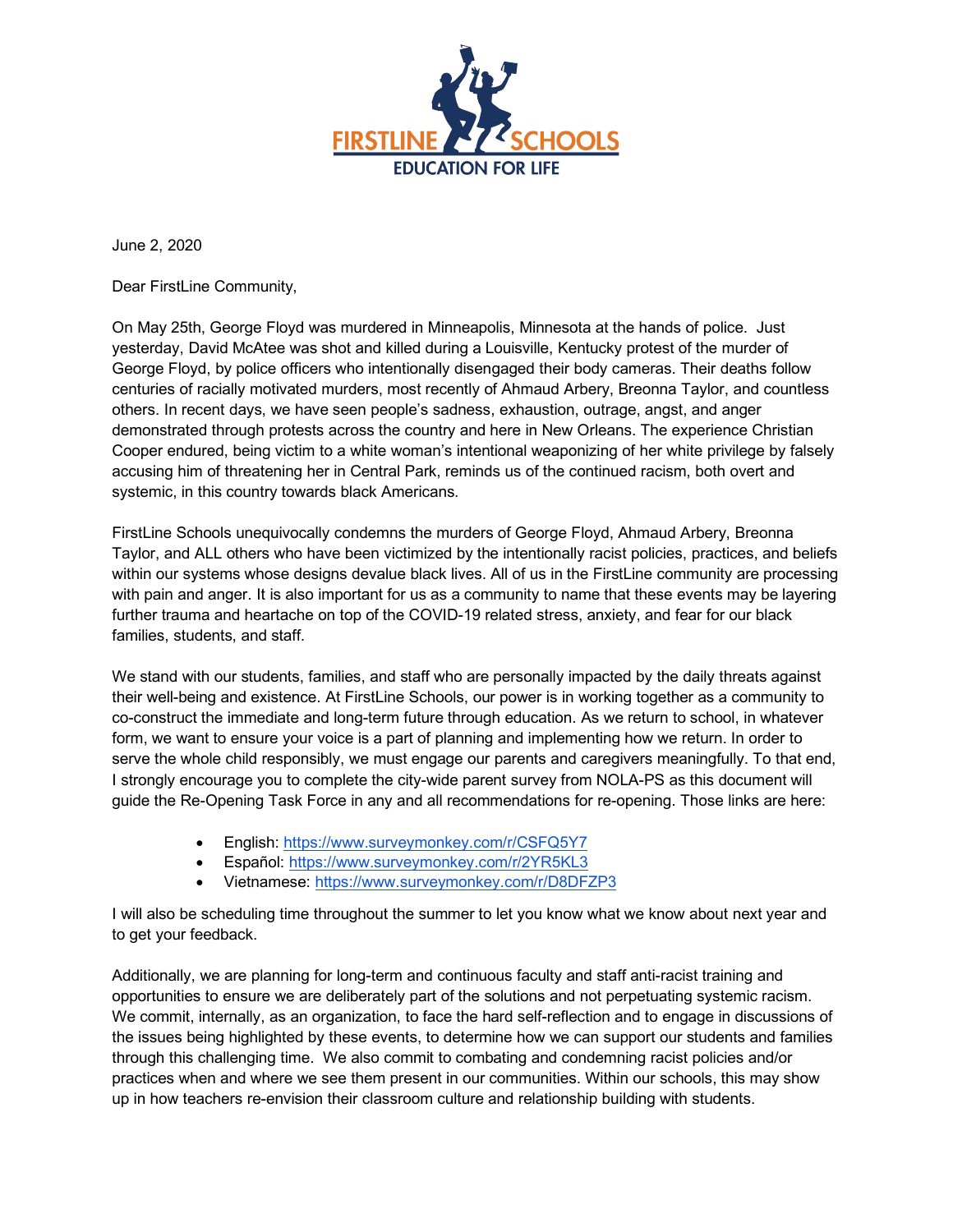FIRSTLINE SCHOOLS
EDUCATION FOR LIFE

June 2, 2020

Dear FirstLine Community,

On May 25th, George Floyd was murdered in Minneapolis, Minnesota at the hands of police. Just yesterday, David McAtee was shot and killed during a Louisville, Kentucky protest of the murder of George Floyd, by police officers who intentionally disengaged their body cameras. Their deaths follow centuries of racially motivated murders, most recently of Ahmaud Arbery, Breonna Taylor, and countless others. In recent days, we have seen people's sadness, exhaustion, outrage, angst, and anger demonstrated through protests across the country and here in New Orleans. The experience Christian Cooper endured, being victim to a white woman's intentional weaponizing of her white privilege by falsely accusing him of threatening her in Central Park, reminds us of the continued racism, both overt and systemic, in this country towards black Americans.

FirstLine Schools unequivocally condemns the murders of George Floyd, Ahmaud Arbery, Breonna Taylor, and ALL others who have been victimized by the intentionally racist policies, practices, and beliefs within our systems whose designs devalue black lives. All of us in the FirstLine community are processing with pain and anger. It is also important for us as a community to name that these events may be layering further trauma and heartache on top of the COVID-19 related stress, anxiety, and fear for our black families, students, and staff.

We stand with our students, families, and staff who are personally impacted by the daily threats against their well-being and existence. At FirstLine Schools, our power is in working together as a community to co-construct the immediate and long-term future through education. As we return to school, in whatever form, we want to ensure your voice is a part of planning and implementing how we return. In order to serve the whole child responsibly, we must engage our parents and caregivers meaningfully. To that end, I strongly encourage you to complete the city-wide parent survey from NOLA-PS as this document will guide the Re-Opening Task Force in any and all recommendations for re-opening. Those links are here:

- English: https://www.surveymonkey.com/r/CSFQ5Y7
- Español: https://www.surveymonkey.com/r/2YR5KL3
- Vietnamese: https://www.surveymonkey.com/r/D8DFZP3

I will also be scheduling time throughout the summer to let you know what we know about next year and to get your feedback.

Additionally, we are planning for long-term and continuous faculty and staff anti-racist training and opportunities to ensure we are deliberately part of the solutions and not perpetuating systemic racism. We commit, internally, as an organization, to face the hard self-reflection and to engage in discussions of the issues being highlighted by these events, to determine how we can support our students and families through this challenging time. We also commit to combating and condemning racist policies and/or practices when and where we see them present in our communities. Within our schools, this may show up in how teachers re-envision their classroom culture and relationship building with students.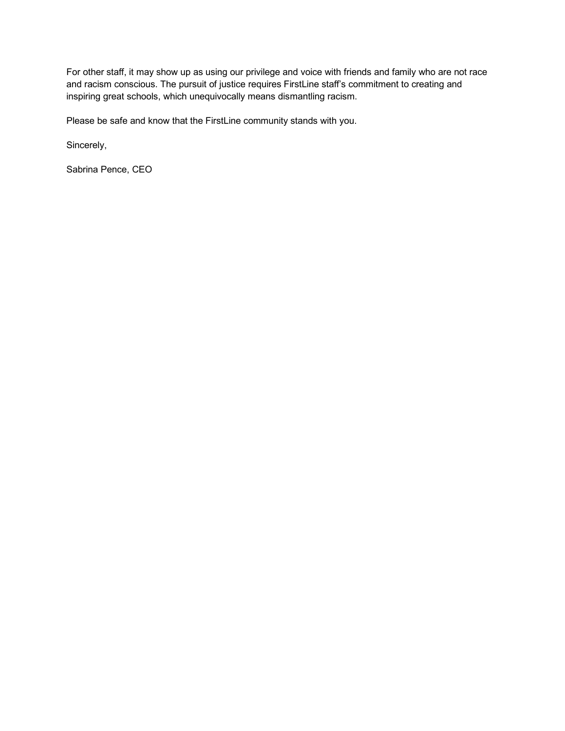For other staff, it may show up as using our privilege and voice with friends and family who are not race and racism conscious. The pursuit of justice requires FirstLine staff's commitment to creating and inspiring great schools, which unequivocally means dismantling racism.

Please be safe and know that the FirstLine community stands with you.

Sincerely,

Sabrina Pence, CEO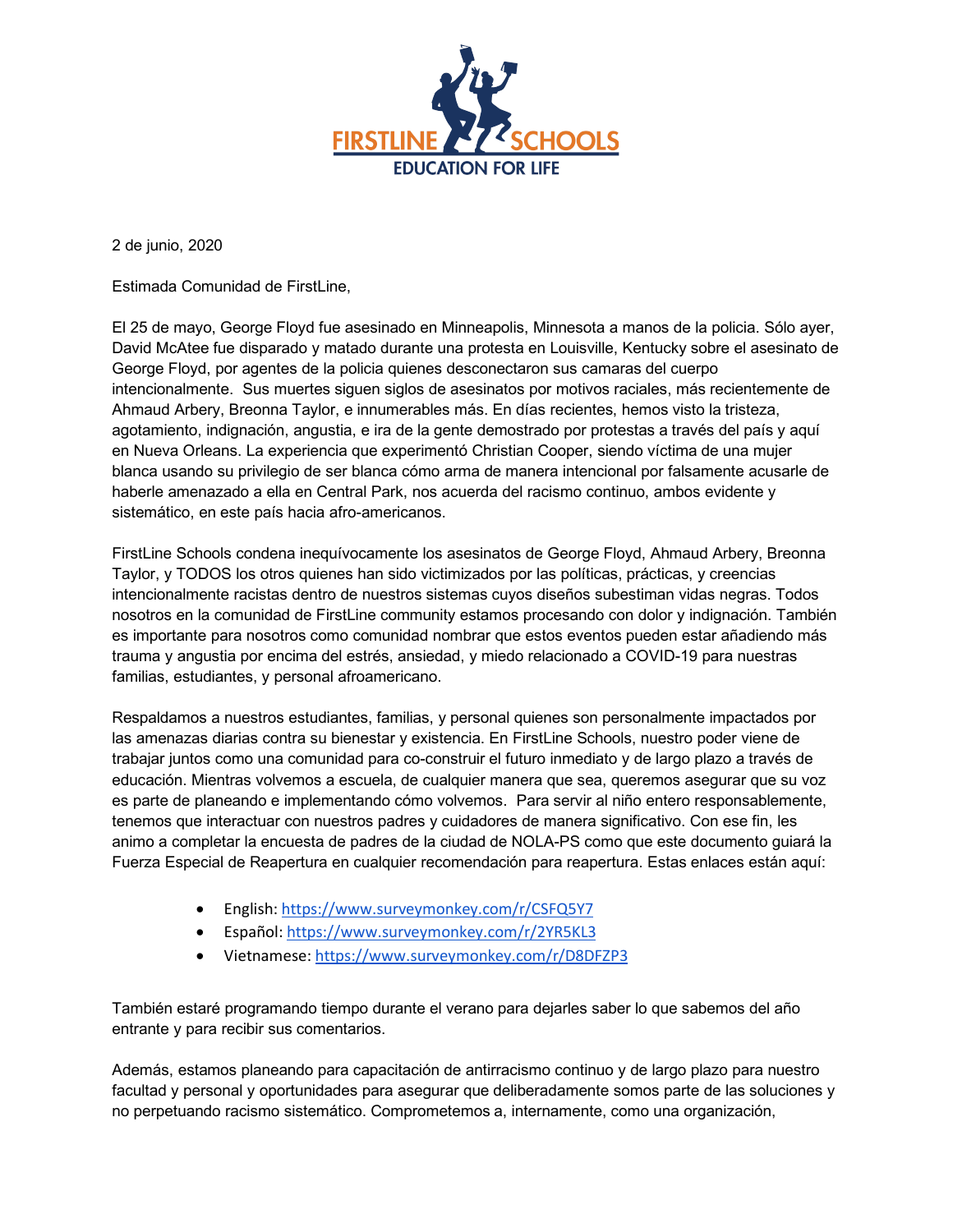2 de junio, 2020

Estimada Comunidad de FirstLine,

El 25 de mayo, George Floyd fue asesinado en Minneapolis, Minnesota a manos de la policia. Sólo ayer, David McAtee fue disparado y matado durante una protesta en Louisville, Kentucky sobre el asesinato de George Floyd, por agentes de la policia quienes desconectaron sus camaras del cuerpo intencionalmente. Sus muertes siguen siglos de asesinatos por motivos raciales, más recientemente de Ahmaud Arbery, Breonna Taylor, e innumerables más. En días recientes, hemos visto la tristeza, agotamiento, indignación, angustia, e ira de la gente demostrado por protestas a través del país y aquí en Nueva Orleans. La experiencia que experimentó Christian Cooper, siendo víctima de una mujer blanca usando su privilegio de ser blanca cómo arma de manera intencional por falsamente acusarle de haberle amenazado a ella en Central Park, nos acuerda del racismo continuo, ambos evidente y sistemático, en este país hacia afro-americanos.

FirstLine Schools condena inequívocamente los asesinatos de George Floyd, Ahmaud Arbery, Breonna Taylor, y TODOS los otros quienes han sido victimizados por las políticas, prácticas, y creencias intencionalmente racistas dentro de nuestros sistemas cuyos diseños subestiman vidas negras. Todos nosotros en la comunidad de FirstLine community estamos procesando con dolor y indignación. También es importante para nosotros como comunidad nombrar que estos eventos pueden estar añadiendo más trauma y angustia por encima del estrés, ansiedad, y miedo relacionado a COVID-19 para nuestras familias, estudiantes, y personal afroamericano.

Respaldamos a nuestros estudiantes, familias, y personal quienes son personalmente impactados por las amenazas diarias contra su bienestar y existencia. En FirstLine Schools, nuestro poder viene de trabajar juntos como una comunidad para co-construir el futuro inmediato y de largo plazo a través de educación. Mientras volvemos a escuela, de cualquier manera que sea, queremos asegurar que su voz es parte de planeando e implementando cómo volvemos. Para servir al niño entero responsablemente, tenemos que interactuar con nuestros padres y cuidadores de manera significativo. Con ese fin, les animo a completar la encuesta de padres de la ciudad de NOLA-PS como que este documento guiará la Fuerza Especial de Reapertura en cualquier recomendación para reapertura. Estas enlaces están aquí:

- English: https://www.surveymonkey.com/r/CSFQ5Y7
- Español: https://www.surveymonkey.com/r/2YR5KL3
- Vietnamese: https://www.surveymonkey.com/r/D8DFZP3

También estaré programando tiempo durante el verano para dejarles saber lo que sabemos del año entrante y para recibir sus comentarios.

Además, estamos planeando para capacitación de antirracismo continuo y de largo plazo para nuestro facultad y personal y oportunidades para asegurar que deliberadamente somos parte de las soluciones y no perpetuando racismo sistemático. Comprometemos a, internamente, como una organización,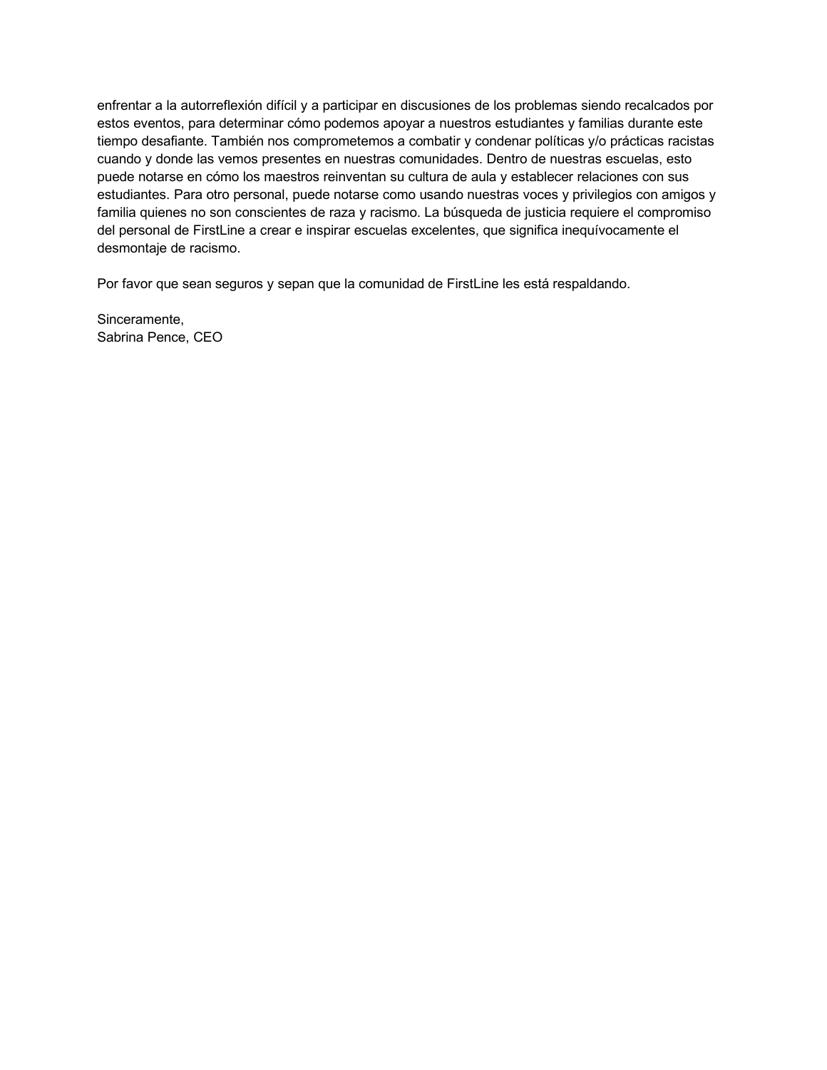enfrentar a la autorreflexión difícil y a participar en discusiones de los problemas siendo recalcados por estos eventos, para determinar cómo podemos apoyar a nuestros estudiantes y familias durante este tiempo desafiante. También nos comprometemos a combatir y condenar políticas y/o prácticas racistas cuando y donde las vemos presentes en nuestras comunidades. Dentro de nuestras escuelas, esto puede notarse en cómo los maestros reinventan su cultura de aula y establecer relaciones con sus estudiantes. Para otro personal, puede notarse como usando nuestras voces y privilegios con amigos y familia quienes no son conscientes de raza y racismo. La búsqueda de justicia requiere el compromiso del personal de FirstLine a crear e inspirar escuelas excelentes, que significa inequívocamente el desmontaje de racismo.

Por favor que sean seguros y sepan que la comunidad de FirstLine les está respaldando.

Sinceramente,
Sabrina Pence, CEO